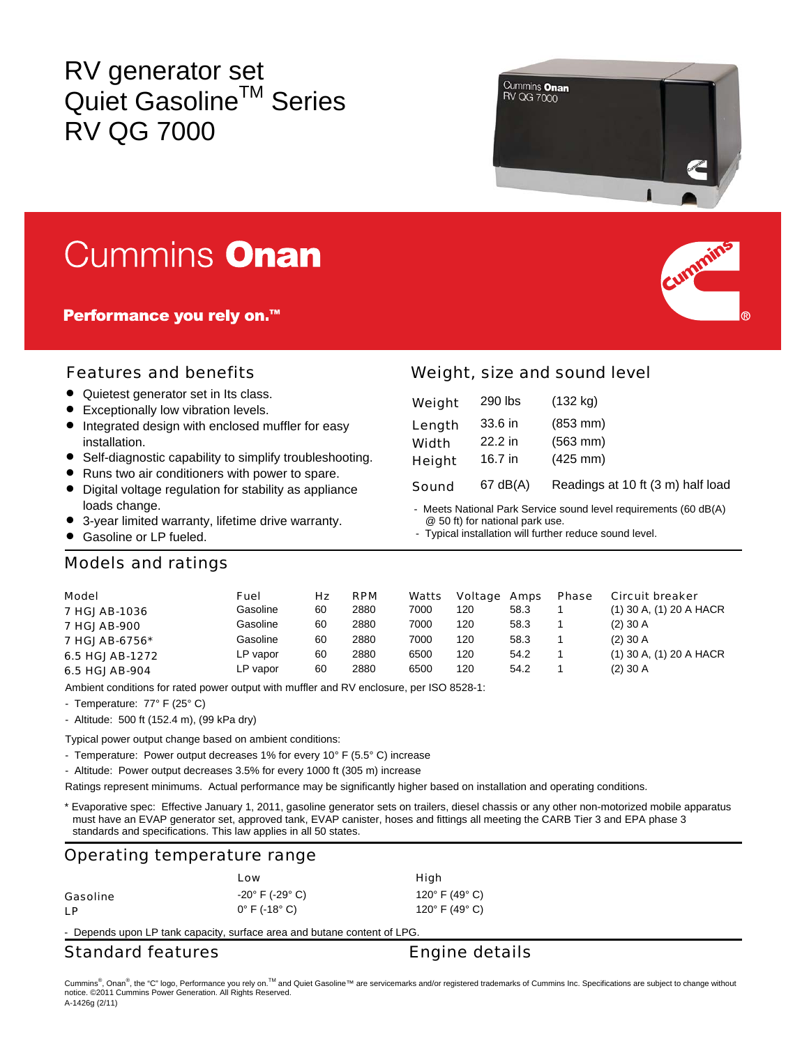# RV generator set
# Quiet Gasoline™ Series
# RV QG 7000

Cummins **Onan**

**Performance you rely on.™**

## Features and benefits

- Quietest generator set in Its class.
- Exceptionally low vibration levels.
- Integrated design with enclosed muffler for easy installation.
- Self-diagnostic capability to simplify troubleshooting.
- Runs two air conditioners with power to spare.
- Digital voltage regulation for stability as appliance loads change.
- 3-year limited warranty, lifetime drive warranty.
- Gasoline or LP fueled.

## Weight, size and sound level

| | | |
|---|---|---|
| Weight | 290 lbs | (132 kg) |
| Length | 33.6 in | (853 mm) |
| Width | 22.2 in | (563 mm) |
| Height | 16.7 in | (425 mm) |
| Sound | 67 dB(A) | Readings at 10 ft (3 m) half load |

- Meets National Park Service sound level requirements (60 dB(A) @ 50 ft) for national park use.
- Typical installation will further reduce sound level.

## Models and ratings

| Model | Fuel | Hz | RPM | Watts | Voltage | Amps | Phase | Circuit breaker |
|---|---|---|---|---|---|---|---|---|
| 7 HGJAB-1036 | Gasoline | 60 | 2880 | 7000 | 120 | 58.3 | 1 | (1) 30 A, (1) 20 A HACR |
| 7 HGJAB-900 | Gasoline | 60 | 2880 | 7000 | 120 | 58.3 | 1 | (2) 30 A |
| 7 HGJAB-6756* | Gasoline | 60 | 2880 | 7000 | 120 | 58.3 | 1 | (2) 30 A |
| 6.5 HGJAB-1272 | LP vapor | 60 | 2880 | 6500 | 120 | 54.2 | 1 | (1) 30 A, (1) 20 A HACR |
| 6.5 HGJAB-904 | LP vapor | 60 | 2880 | 6500 | 120 | 54.2 | 1 | (2) 30 A |

Ambient conditions for rated power output with muffler and RV enclosure, per ISO 8528-1:

- Temperature: 77° F (25° C)
- Altitude: 500 ft (152.4 m), (99 kPa dry)

Typical power output change based on ambient conditions:

- Temperature: Power output decreases 1% for every 10° F (5.5° C) increase
- Altitude: Power output decreases 3.5% for every 1000 ft (305 m) increase

Ratings represent minimums. Actual performance may be significantly higher based on installation and operating conditions.

\* Evaporative spec: Effective January 1, 2011, gasoline generator sets on trailers, diesel chassis or any other non-motorized mobile apparatus must have an EVAP generator set, approved tank, EVAP canister, hoses and fittings all meeting the CARB Tier 3 and EPA phase 3 standards and specifications. This law applies in all 50 states.

## Operating temperature range

| | Low | High |
|---|---|---|
| Gasoline | -20° F (-29° C) | 120° F (49° C) |
| LP | 0° F (-18° C) | 120° F (49° C) |

- Depends upon LP tank capacity, surface area and butane content of LPG.

## Standard features

## Engine details

Cummins®, Onan®, the "C" logo, Performance you rely on.™ and Quiet Gasoline™ are servicemarks and/or registered trademarks of Cummins Inc. Specifications are subject to change without notice. ©2011 Cummins Power Generation. All Rights Reserved.
A-1426g (2/11)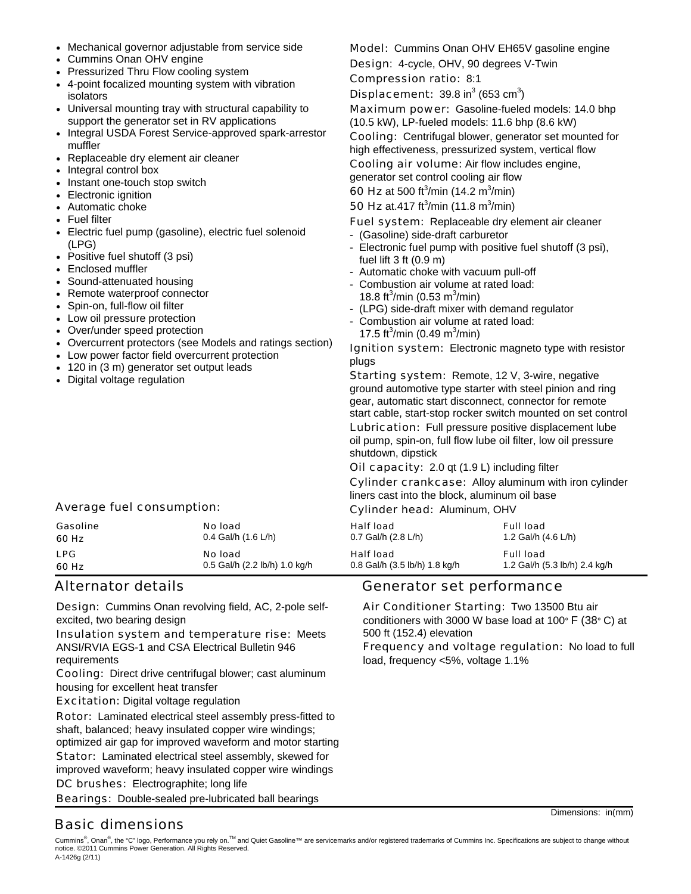- Mechanical governor adjustable from service side
- Cummins Onan OHV engine
- Pressurized Thru Flow cooling system
- 4-point focalized mounting system with vibration isolators
- Universal mounting tray with structural capability to support the generator set in RV applications
- Integral USDA Forest Service-approved spark-arrestor muffler
- Replaceable dry element air cleaner
- Integral control box
- Instant one-touch stop switch
- Electronic ignition
- Automatic choke
- Fuel filter
- Electric fuel pump (gasoline), electric fuel solenoid (LPG)
- Positive fuel shutoff (3 psi)
- Enclosed muffler
- Sound-attenuated housing
- Remote waterproof connector
- Spin-on, full-flow oil filter
- Low oil pressure protection
- Over/under speed protection
- Overcurrent protectors (see Models and ratings section)
- Low power factor field overcurrent protection
- 120 in (3 m) generator set output leads
- Digital voltage regulation

**Model:** Cummins Onan OHV EH65V gasoline engine

**Design:** 4-cycle, OHV, 90 degrees V-Twin

**Compression ratio:** 8:1

**Displacement:** 39.8 in$^3$ (653 cm$^3$)

**Maximum power:** Gasoline-fueled models: 14.0 bhp (10.5 kW), LP-fueled models: 11.6 bhp (8.6 kW)

**Cooling:** Centrifugal blower, generator set mounted for high effectiveness, pressurized system, vertical flow

**Cooling air volume:** Air flow includes engine, generator set control cooling air flow

**60 Hz** at 500 ft$^3$/min (14.2 m$^3$/min)

**50 Hz** at.417 ft$^3$/min (11.8 m$^3$/min)

**Fuel system:** Replaceable dry element air cleaner

- (Gasoline) side-draft carburetor
- Electronic fuel pump with positive fuel shutoff (3 psi), fuel lift 3 ft (0.9 m)
- Automatic choke with vacuum pull-off
- Combustion air volume at rated load: 18.8 ft$^3$/min (0.53 m$^3$/min)
- (LPG) side-draft mixer with demand regulator
- Combustion air volume at rated load: 17.5 ft$^3$/min (0.49 m$^3$/min)

**Ignition system:** Electronic magneto type with resistor plugs

**Starting system:** Remote, 12 V, 3-wire, negative ground automotive type starter with steel pinion and ring gear, automatic start disconnect, connector for remote start cable, start-stop rocker switch mounted on set control

**Lubrication:** Full pressure positive displacement lube oil pump, spin-on, full flow lube oil filter, low oil pressure shutdown, dipstick

**Oil capacity:** 2.0 qt (1.9 L) including filter

**Cylinder crankcase:** Alloy aluminum with iron cylinder liners cast into the block, aluminum oil base

**Cylinder head:** Aluminum, OHV

### Average fuel consumption:

| | No load | Half load | Full load |
|---|---|---|---|
| Gasoline 60 Hz | 0.4 Gal/h (1.6 L/h) | 0.7 Gal/h (2.8 L/h) | 1.2 Gal/h (4.6 L/h) |
| LPG 60 Hz | 0.5 Gal/h (2.2 lb/h) 1.0 kg/h | 0.8 Gal/h (3.5 lb/h) 1.8 kg/h | 1.2 Gal/h (5.3 lb/h) 2.4 kg/h |

## Alternator details

**Design:** Cummins Onan revolving field, AC, 2-pole self-excited, two bearing design

**Insulation system and temperature rise:** Meets ANSI/RVIA EGS-1 and CSA Electrical Bulletin 946 requirements

**Cooling:** Direct drive centrifugal blower; cast aluminum housing for excellent heat transfer

**Excitation:** Digital voltage regulation

**Rotor:** Laminated electrical steel assembly press-fitted to shaft, balanced; heavy insulated copper wire windings; optimized air gap for improved waveform and motor starting

**Stator:** Laminated electrical steel assembly, skewed for improved waveform; heavy insulated copper wire windings

**DC brushes:** Electrographite; long life

**Bearings:** Double-sealed pre-lubricated ball bearings

## Generator set performance

**Air Conditioner Starting:** Two 13500 Btu air conditioners with 3000 W base load at 100° F (38° C) at 500 ft (152.4) elevation

**Frequency and voltage regulation:** No load to full load, frequency <5%, voltage 1.1%

## Basic dimensions

Dimensions: in(mm)

Cummins®, Onan®, the "C" logo, Performance you rely on.™ and Quiet Gasoline™ are servicemarks and/or registered trademarks of Cummins Inc. Specifications are subject to change without notice. ©2011 Cummins Power Generation. All Rights Reserved.
A-1426g (2/11)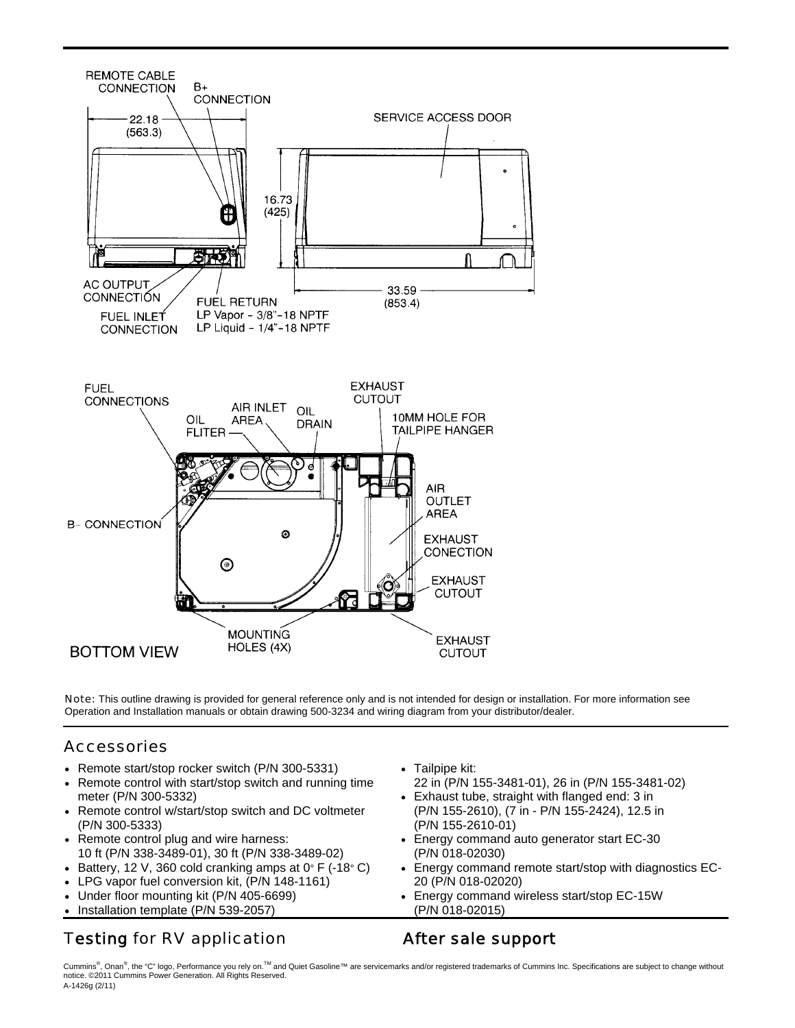REMOTE CABLE CONNECTION

B+ CONNECTION

22.18 (563.3)

SERVICE ACCESS DOOR

16.73 (425)

AC OUTPUT CONNECTION

FUEL INLET CONNECTION

FUEL RETURN
LP Vapor - 3/8"-18 NPTF
LP Liquid - 1/4"-18 NPTF

33.59 (853.4)

FUEL CONNECTIONS

OIL FLITER

AIR INLET AREA

OIL DRAIN

EXHAUST CUTOUT

10MM HOLE FOR TAILPIPE HANGER

AIR OUTLET AREA

B− CONNECTION

EXHAUST CONECTION

EXHAUST CUTOUT

MOUNTING HOLES (4X)

EXHAUST CUTOUT

BOTTOM VIEW

Note: This outline drawing is provided for general reference only and is not intended for design or installation. For more information see Operation and Installation manuals or obtain drawing 500-3234 and wiring diagram from your distributor/dealer.

## Accessories

- Remote start/stop rocker switch (P/N 300-5331)
- Remote control with start/stop switch and running time meter (P/N 300-5332)
- Remote control w/start/stop switch and DC voltmeter (P/N 300-5333)
- Remote control plug and wire harness: 10 ft (P/N 338-3489-01), 30 ft (P/N 338-3489-02)
- Battery, 12 V, 360 cold cranking amps at 0° F (-18° C)
- LPG vapor fuel conversion kit, (P/N 148-1161)
- Under floor mounting kit (P/N 405-6699)
- Installation template (P/N 539-2057)
- Tailpipe kit: 22 in (P/N 155-3481-01), 26 in (P/N 155-3481-02)
- Exhaust tube, straight with flanged end: 3 in (P/N 155-2610), (7 in - P/N 155-2424), 12.5 in (P/N 155-2610-01)
- Energy command auto generator start EC-30 (P/N 018-02030)
- Energy command remote start/stop with diagnostics EC-20 (P/N 018-02020)
- Energy command wireless start/stop EC-15W (P/N 018-02015)

## Testing for RV application

## After sale support

Cummins®, Onan®, the "C" logo, Performance you rely on.™ and Quiet Gasoline™ are servicemarks and/or registered trademarks of Cummins Inc. Specifications are subject to change without notice. ©2011 Cummins Power Generation. All Rights Reserved.
A-1426g (2/11)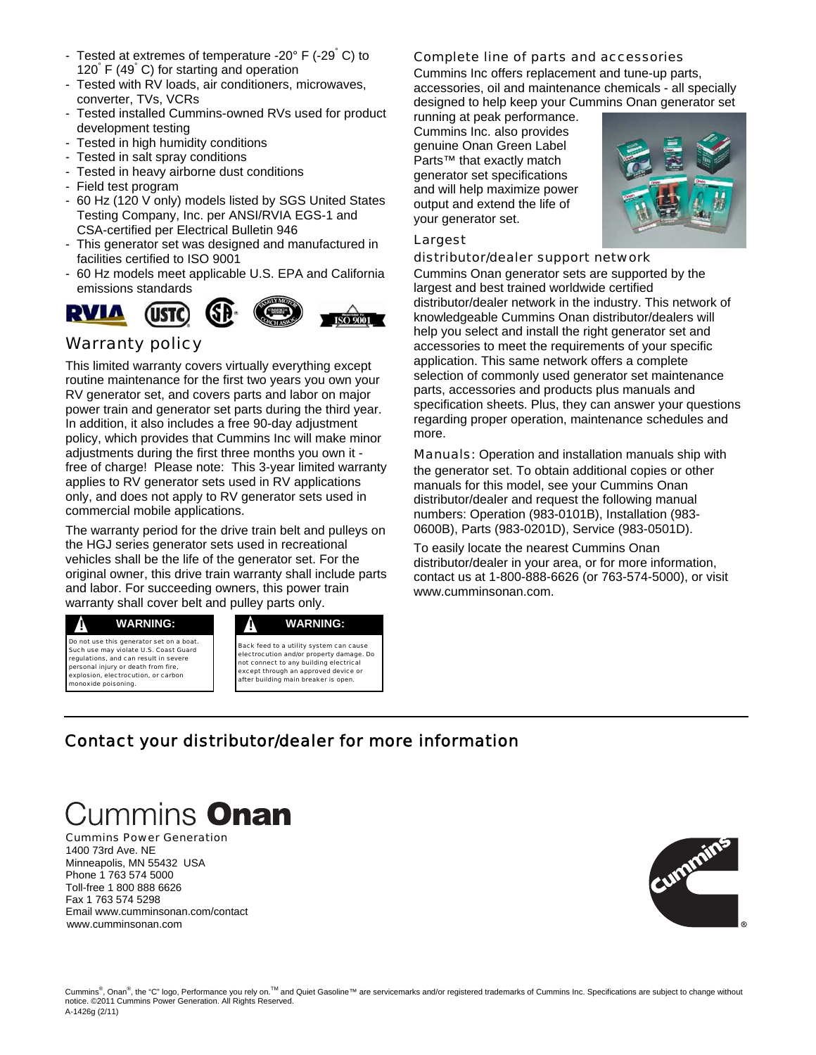- Tested at extremes of temperature -20° F (-29° C) to 120° F (49° C) for starting and operation
- Tested with RV loads, air conditioners, microwaves, converter, TVs, VCRs
- Tested installed Cummins-owned RVs used for product development testing
- Tested in high humidity conditions
- Tested in salt spray conditions
- Tested in heavy airborne dust conditions
- Field test program
- 60 Hz (120 V only) models listed by SGS United States Testing Company, Inc. per ANSI/RVIA EGS-1 and CSA-certified per Electrical Bulletin 946
- This generator set was designed and manufactured in facilities certified to ISO 9001
- 60 Hz models meet applicable U.S. EPA and California emissions standards

## Warranty policy

This limited warranty covers virtually everything except routine maintenance for the first two years you own your RV generator set, and covers parts and labor on major power train and generator set parts during the third year. In addition, it also includes a free 90-day adjustment policy, which provides that Cummins Inc will make minor adjustments during the first three months you own it - free of charge! Please note: This 3-year limited warranty applies to RV generator sets used in RV applications only, and does not apply to RV generator sets used in commercial mobile applications.

The warranty period for the drive train belt and pulleys on the HGJ series generator sets used in recreational vehicles shall be the life of the generator set. For the original owner, this drive train warranty shall include parts and labor. For succeeding owners, this power train warranty shall cover belt and pulley parts only.

**WARNING:**

Do not use this generator set on a boat. Such use may violate U.S. Coast Guard regulations, and can result in severe personal injury or death from fire, explosion, electrocution, or carbon monoxide poisoning.

**WARNING:**

Back feed to a utility system can cause electrocution and/or property damage. Do not connect to any building electrical except through an approved device or after building main breaker is open.

## Complete line of parts and accessories

Cummins Inc offers replacement and tune-up parts, accessories, oil and maintenance chemicals - all specially designed to help keep your Cummins Onan generator set running at peak performance. Cummins Inc. also provides genuine Onan Green Label Parts™ that exactly match generator set specifications and will help maximize power output and extend the life of your generator set.

## Largest distributor/dealer support network

Cummins Onan generator sets are supported by the largest and best trained worldwide certified distributor/dealer network in the industry. This network of knowledgeable Cummins Onan distributor/dealers will help you select and install the right generator set and accessories to meet the requirements of your specific application. This same network offers a complete selection of commonly used generator set maintenance parts, accessories and products plus manuals and specification sheets. Plus, they can answer your questions regarding proper operation, maintenance schedules and more.

Manuals: Operation and installation manuals ship with the generator set. To obtain additional copies or other manuals for this model, see your Cummins Onan distributor/dealer and request the following manual numbers: Operation (983-0101B), Installation (983-0600B), Parts (983-0201D), Service (983-0501D).

To easily locate the nearest Cummins Onan distributor/dealer in your area, or for more information, contact us at 1-800-888-6626 (or 763-574-5000), or visit www.cumminsonan.com.

## Contact your distributor/dealer for more information

Cummins **Onan**

Cummins Power Generation
1400 73rd Ave. NE
Minneapolis, MN 55432 USA
Phone 1 763 574 5000
Toll-free 1 800 888 6626
Fax 1 763 574 5298
Email www.cumminsonan.com/contact
www.cumminsonan.com

Cummins®, Onan®, the "C" logo, Performance you rely on.™ and Quiet Gasoline™ are servicemarks and/or registered trademarks of Cummins Inc. Specifications are subject to change without notice. ©2011 Cummins Power Generation. All Rights Reserved.
A-1426g (2/11)